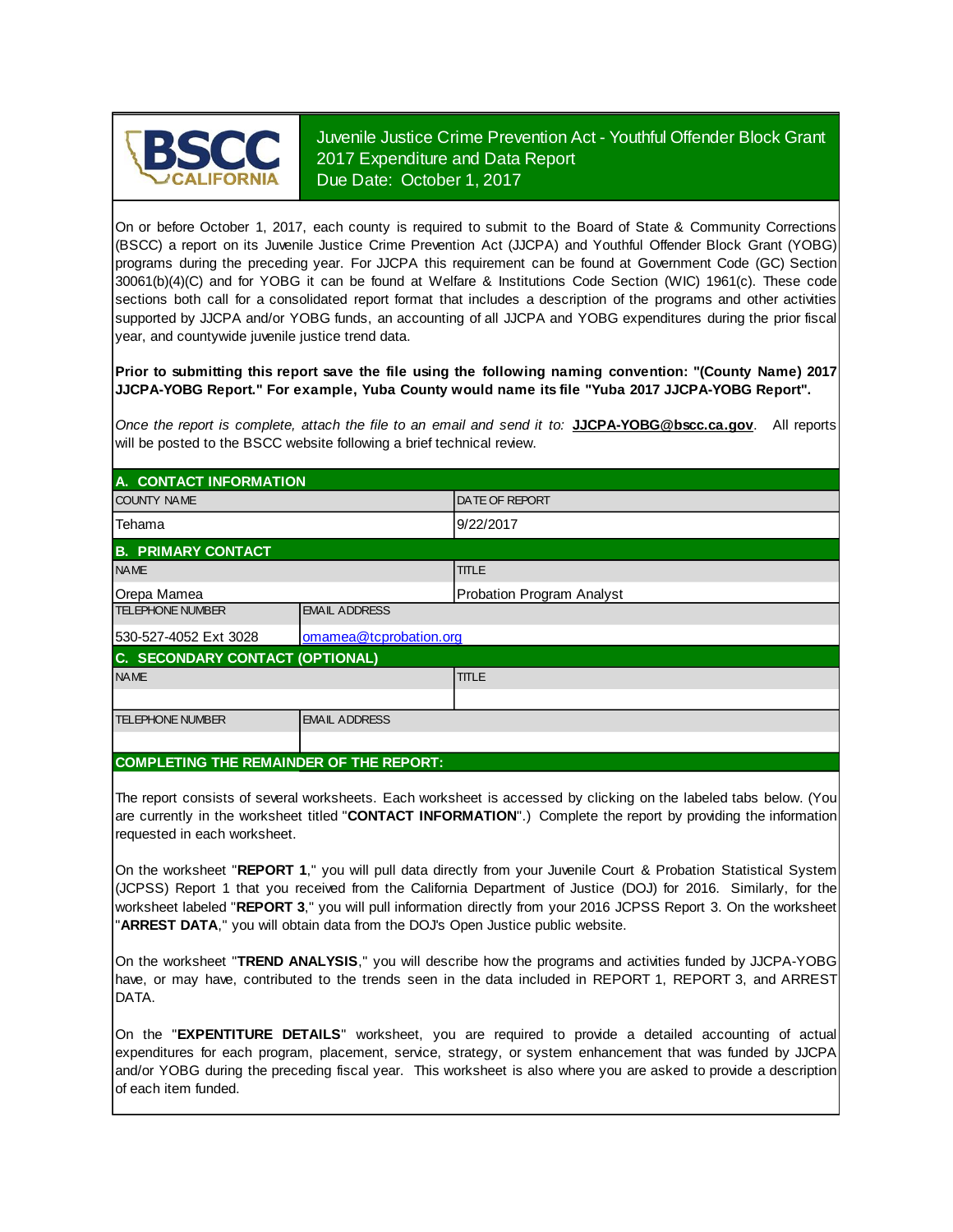BSCC CALIFORNIA

# Juvenile Justice Crime Prevention Act - Youthful Offender Block Grant 2017 Expenditure and Data Report
Due Date: October 1, 2017

On or before October 1, 2017, each county is required to submit to the Board of State & Community Corrections (BSCC) a report on its Juvenile Justice Crime Prevention Act (JJCPA) and Youthful Offender Block Grant (YOBG) programs during the preceding year. For JJCPA this requirement can be found at Government Code (GC) Section 30061(b)(4)(C) and for YOBG it can be found at Welfare & Institutions Code Section (WIC) 1961(c). These code sections both call for a consolidated report format that includes a description of the programs and other activities supported by JJCPA and/or YOBG funds, an accounting of all JJCPA and YOBG expenditures during the prior fiscal year, and countywide juvenile justice trend data.

**Prior to submitting this report save the file using the following naming convention: "(County Name) 2017 JJCPA-YOBG Report." For example, Yuba County would name its file "Yuba 2017 JJCPA-YOBG Report".**

*Once the report is complete, attach the file to an email and send it to:* **JJCPA-YOBG@bscc.ca.gov**. All reports will be posted to the BSCC website following a brief technical review.

## A. CONTACT INFORMATION

| COUNTY NAME | DATE OF REPORT |
|---|---|
| Tehama | 9/22/2017 |

## B. PRIMARY CONTACT

| NAME | | TITLE |
|---|---|---|
| Orepa Mamea | | Probation Program Analyst |
| **TELEPHONE NUMBER** | **EMAIL ADDRESS** | |
| 530-527-4052 Ext 3028 | omamea@tcprobation.org | |

## C. SECONDARY CONTACT (OPTIONAL)

| NAME | | TITLE |
|---|---|---|
| | | |
| **TELEPHONE NUMBER** | **EMAIL ADDRESS** | |
| | | |

## COMPLETING THE REMAINDER OF THE REPORT:

The report consists of several worksheets. Each worksheet is accessed by clicking on the labeled tabs below. (You are currently in the worksheet titled "**CONTACT INFORMATION**".) Complete the report by providing the information requested in each worksheet.

On the worksheet "**REPORT 1**," you will pull data directly from your Juvenile Court & Probation Statistical System (JCPSS) Report 1 that you received from the California Department of Justice (DOJ) for 2016. Similarly, for the worksheet labeled "**REPORT 3**," you will pull information directly from your 2016 JCPSS Report 3. On the worksheet "**ARREST DATA**," you will obtain data from the DOJ's Open Justice public website.

On the worksheet "**TREND ANALYSIS**," you will describe how the programs and activities funded by JJCPA-YOBG have, or may have, contributed to the trends seen in the data included in REPORT 1, REPORT 3, and ARREST DATA.

On the "**EXPENTITURE DETAILS**" worksheet, you are required to provide a detailed accounting of actual expenditures for each program, placement, service, strategy, or system enhancement that was funded by JJCPA and/or YOBG during the preceding fiscal year. This worksheet is also where you are asked to provide a description of each item funded.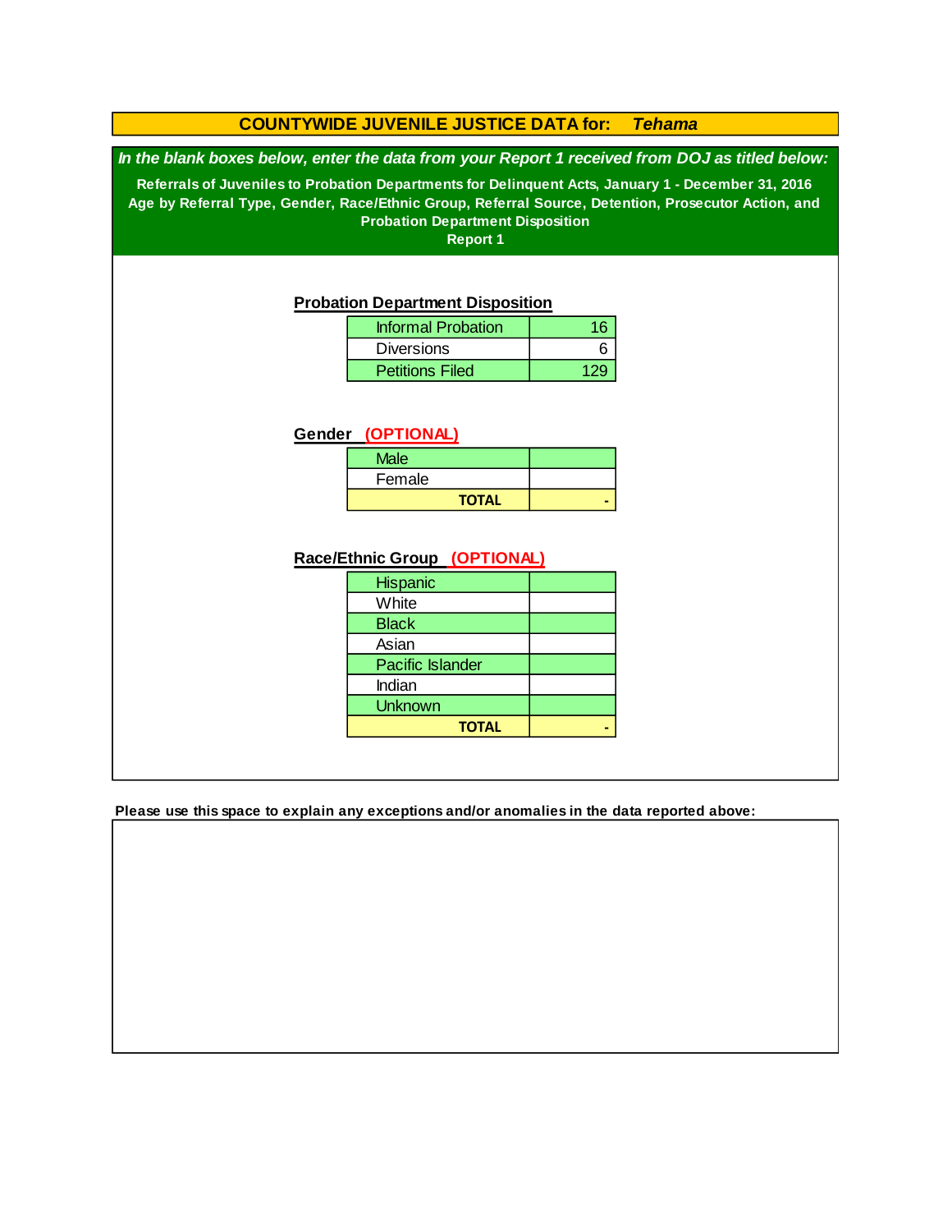# COUNTYWIDE JUVENILE JUSTICE DATA for: *Tehama*

***In the blank boxes below, enter the data from your Report 1 received from DOJ as titled below:***

**Referrals of Juveniles to Probation Departments for Delinquent Acts, January 1 - December 31, 2016**
**Age by Referral Type, Gender, Race/Ethnic Group, Referral Source, Detention, Prosecutor Action, and Probation Department Disposition**
**Report 1**

## Probation Department Disposition

| | |
|---|---|
| Informal Probation | 16 |
| Diversions | 6 |
| Petitions Filed | 129 |

## Gender (OPTIONAL)

| | |
|---|---|
| Male | |
| Female | |
| **TOTAL** | - |

## Race/Ethnic Group (OPTIONAL)

| | |
|---|---|
| Hispanic | |
| White | |
| Black | |
| Asian | |
| Pacific Islander | |
| Indian | |
| Unknown | |
| **TOTAL** | - |

**Please use this space to explain any exceptions and/or anomalies in the data reported above:**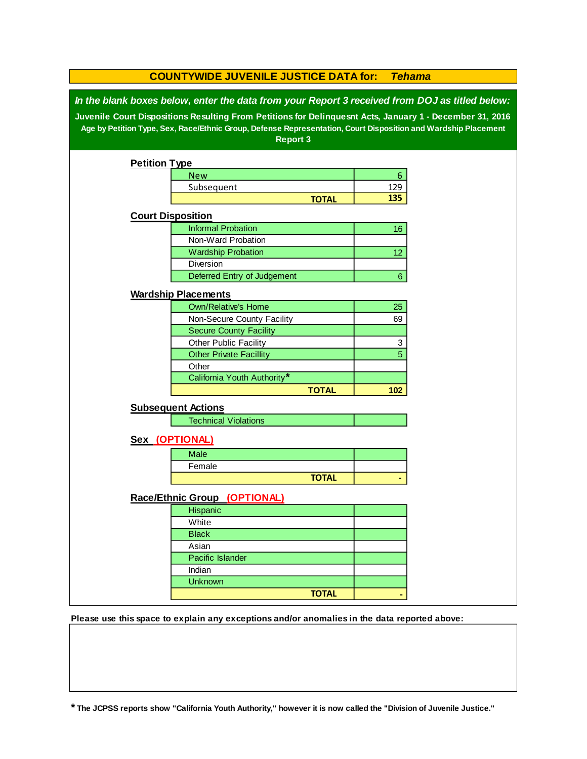# COUNTYWIDE JUVENILE JUSTICE DATA for: *Tehama*

***In the blank boxes below, enter the data from your Report 3 received from DOJ as titled below:***

**Juvenile Court Dispositions Resulting From Petitions for Delinquesnt Acts, January 1 - December 31, 2016**

**Age by Petition Type, Sex, Race/Ethnic Group, Defense Representation, Court Disposition and Wardship Placement**

**Report 3**

## Petition Type

| | |
|---|---|
| New | 6 |
| Subsequent | 129 |
| **TOTAL** | **135** |

## Court Disposition

| | |
|---|---|
| Informal Probation | 16 |
| Non-Ward Probation | |
| Wardship Probation | 12 |
| Diversion | |
| Deferred Entry of Judgement | 6 |

## Wardship Placements

| | |
|---|---|
| Own/Relative's Home | 25 |
| Non-Secure County Facility | 69 |
| Secure County Facility | |
| Other Public Facility | 3 |
| Other Private Facillity | 5 |
| Other | |
| California Youth Authority* | |
| **TOTAL** | **102** |

## Subsequent Actions

| | |
|---|---|
| Technical Violations | |

## Sex (OPTIONAL)

| | |
|---|---|
| Male | |
| Female | |
| **TOTAL** | **-** |

## Race/Ethnic Group (OPTIONAL)

| | |
|---|---|
| Hispanic | |
| White | |
| Black | |
| Asian | |
| Pacific Islander | |
| Indian | |
| Unknown | |
| **TOTAL** | **-** |

**Please use this space to explain any exceptions and/or anomalies in the data reported above:**

**\* The JCPSS reports show "California Youth Authority," however it is now called the "Division of Juvenile Justice."**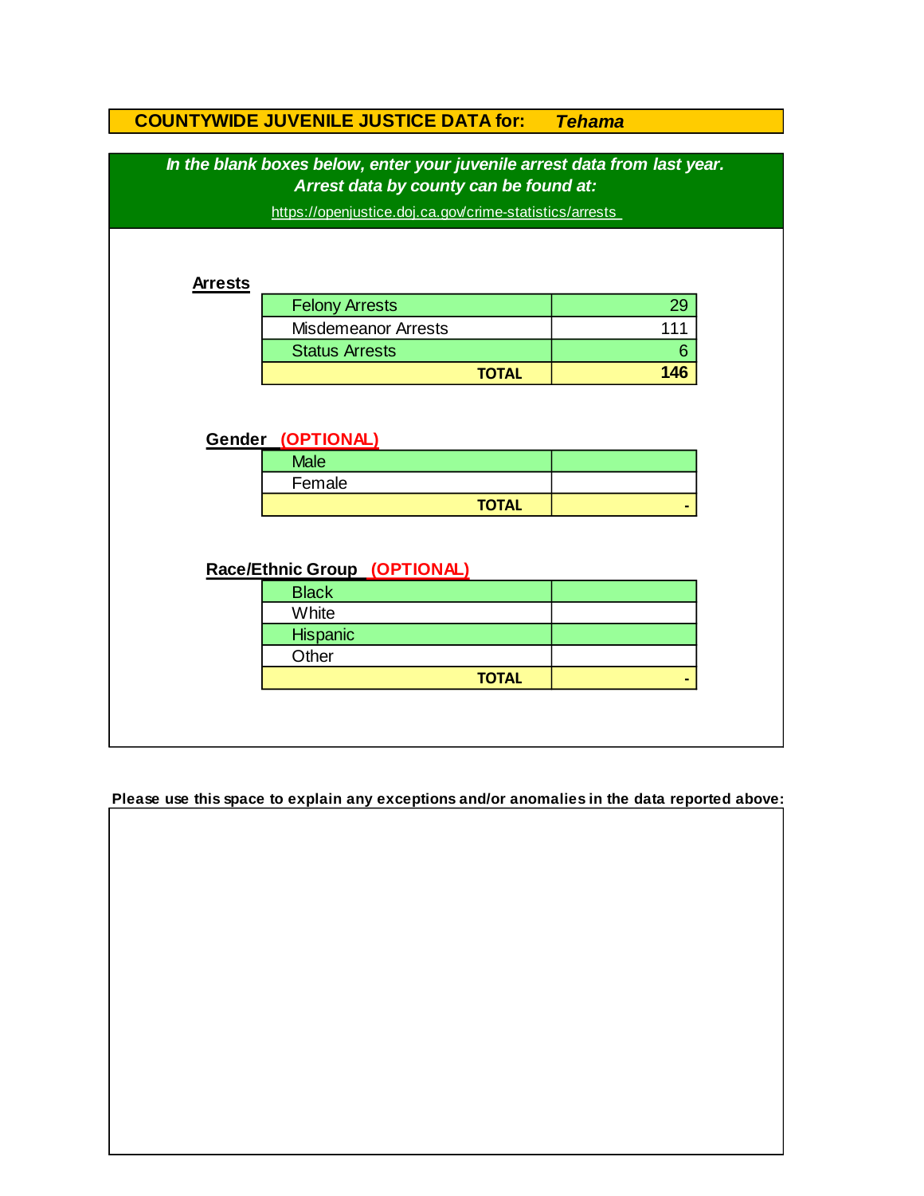# COUNTYWIDE JUVENILE JUSTICE DATA for: *Tehama*

***In the blank boxes below, enter your juvenile arrest data from last year.***
***Arrest data by county can be found at:***

https://openjustice.doj.ca.gov/crime-statistics/arrests

## Arrests

| | |
|---|---|
| Felony Arrests | 29 |
| Misdemeanor Arrests | 111 |
| Status Arrests | 6 |
| **TOTAL** | **146** |

## Gender (OPTIONAL)

| | |
|---|---|
| Male | |
| Female | |
| **TOTAL** | - |

## Race/Ethnic Group (OPTIONAL)

| | |
|---|---|
| Black | |
| White | |
| Hispanic | |
| Other | |
| **TOTAL** | - |

**Please use this space to explain any exceptions and/or anomalies in the data reported above:**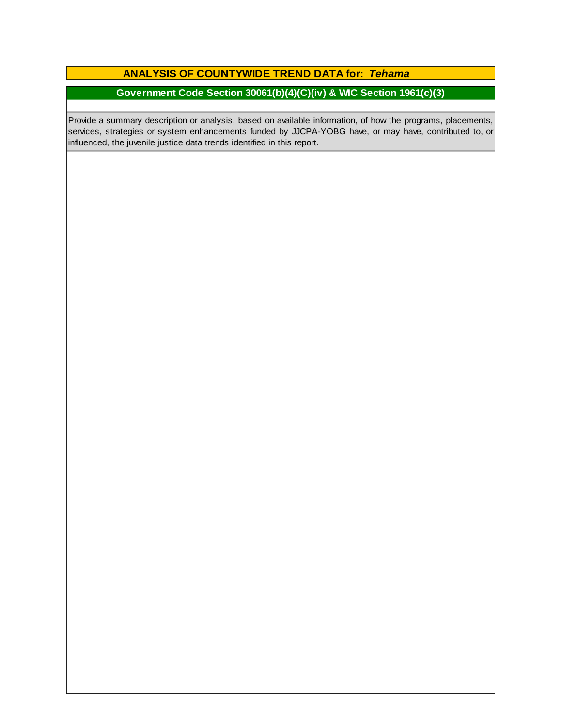# ANALYSIS OF COUNTYWIDE TREND DATA for: *Tehama*

## Government Code Section 30061(b)(4)(C)(iv) & WIC Section 1961(c)(3)

Provide a summary description or analysis, based on available information, of how the programs, placements, services, strategies or system enhancements funded by JJCPA-YOBG have, or may have, contributed to, or influenced, the juvenile justice data trends identified in this report.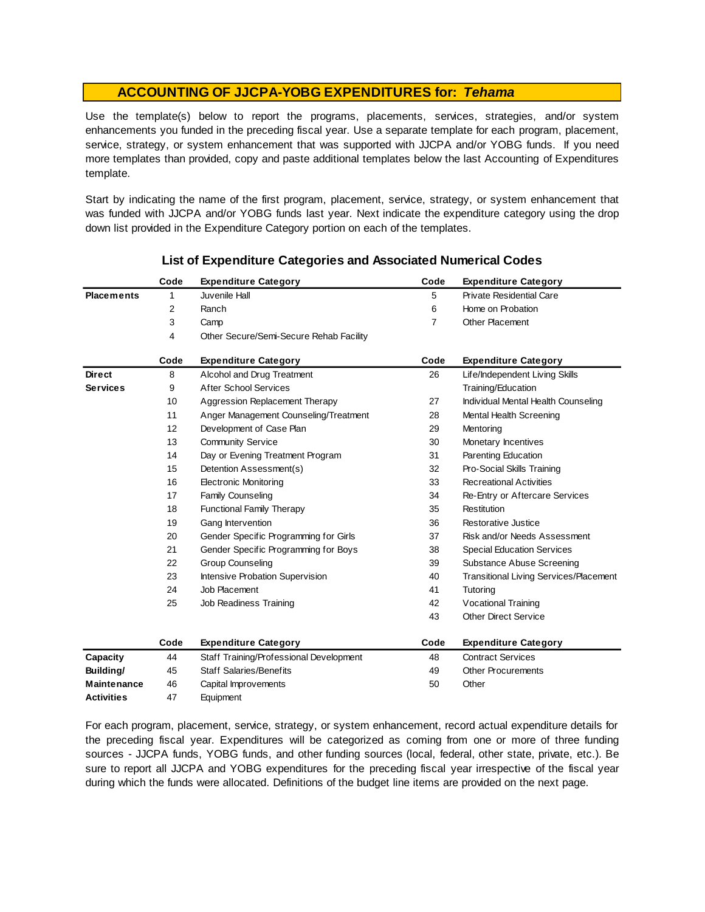# ACCOUNTING OF JJCPA-YOBG EXPENDITURES for: *Tehama*

Use the template(s) below to report the programs, placements, services, strategies, and/or system enhancements you funded in the preceding fiscal year. Use a separate template for each program, placement, service, strategy, or system enhancement that was supported with JJCPA and/or YOBG funds. If you need more templates than provided, copy and paste additional templates below the last Accounting of Expenditures template.

Start by indicating the name of the first program, placement, service, strategy, or system enhancement that was funded with JJCPA and/or YOBG funds last year. Next indicate the expenditure category using the drop down list provided in the Expenditure Category portion on each of the templates.

## List of Expenditure Categories and Associated Numerical Codes

| | Code | Expenditure Category | Code | Expenditure Category |
|---|---|---|---|---|
| **Placements** | 1 | Juvenile Hall | 5 | Private Residential Care |
| | 2 | Ranch | 6 | Home on Probation |
| | 3 | Camp | 7 | Other Placement |
| | 4 | Other Secure/Semi-Secure Rehab Facility | | |

| | Code | Expenditure Category | Code | Expenditure Category |
|---|---|---|---|---|
| **Direct Services** | 8 | Alcohol and Drug Treatment | 26 | Life/Independent Living Skills Training/Education |
| | 9 | After School Services | | |
| | 10 | Aggression Replacement Therapy | 27 | Individual Mental Health Counseling |
| | 11 | Anger Management Counseling/Treatment | 28 | Mental Health Screening |
| | 12 | Development of Case Plan | 29 | Mentoring |
| | 13 | Community Service | 30 | Monetary Incentives |
| | 14 | Day or Evening Treatment Program | 31 | Parenting Education |
| | 15 | Detention Assessment(s) | 32 | Pro-Social Skills Training |
| | 16 | Electronic Monitoring | 33 | Recreational Activities |
| | 17 | Family Counseling | 34 | Re-Entry or Aftercare Services |
| | 18 | Functional Family Therapy | 35 | Restitution |
| | 19 | Gang Intervention | 36 | Restorative Justice |
| | 20 | Gender Specific Programming for Girls | 37 | Risk and/or Needs Assessment |
| | 21 | Gender Specific Programming for Boys | 38 | Special Education Services |
| | 22 | Group Counseling | 39 | Substance Abuse Screening |
| | 23 | Intensive Probation Supervision | 40 | Transitional Living Services/Placement |
| | 24 | Job Placement | 41 | Tutoring |
| | 25 | Job Readiness Training | 42 | Vocational Training |
| | | | 43 | Other Direct Service |

| | Code | Expenditure Category | Code | Expenditure Category |
|---|---|---|---|---|
| **Capacity Building/ Maintenance Activities** | 44 | Staff Training/Professional Development | 48 | Contract Services |
| | 45 | Staff Salaries/Benefits | 49 | Other Procurements |
| | 46 | Capital Improvements | 50 | Other |
| | 47 | Equipment | | |

For each program, placement, service, strategy, or system enhancement, record actual expenditure details for the preceding fiscal year. Expenditures will be categorized as coming from one or more of three funding sources - JJCPA funds, YOBG funds, and other funding sources (local, federal, other state, private, etc.). Be sure to report all JJCPA and YOBG expenditures for the preceding fiscal year irrespective of the fiscal year during which the funds were allocated. Definitions of the budget line items are provided on the next page.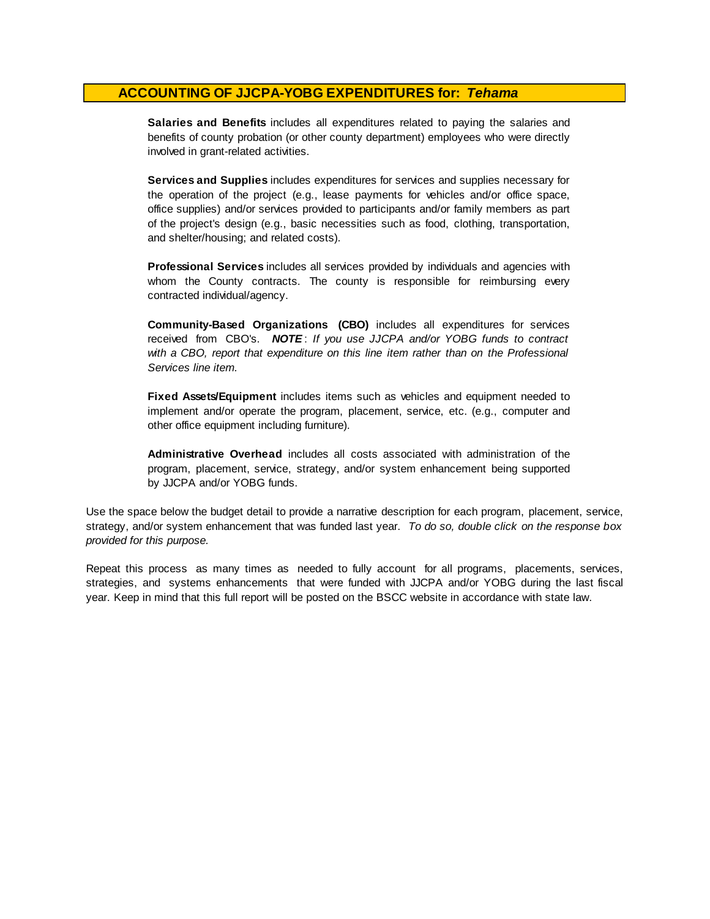## ACCOUNTING OF JJCPA-YOBG EXPENDITURES for: *Tehama*

**Salaries and Benefits** includes all expenditures related to paying the salaries and benefits of county probation (or other county department) employees who were directly involved in grant-related activities.

**Services and Supplies** includes expenditures for services and supplies necessary for the operation of the project (e.g., lease payments for vehicles and/or office space, office supplies) and/or services provided to participants and/or family members as part of the project's design (e.g., basic necessities such as food, clothing, transportation, and shelter/housing; and related costs).

**Professional Services** includes all services provided by individuals and agencies with whom the County contracts. The county is responsible for reimbursing every contracted individual/agency.

**Community-Based Organizations (CBO)** includes all expenditures for services received from CBO's. ***NOTE***: *If you use JJCPA and/or YOBG funds to contract with a CBO, report that expenditure on this line item rather than on the Professional Services line item.*

**Fixed Assets/Equipment** includes items such as vehicles and equipment needed to implement and/or operate the program, placement, service, etc. (e.g., computer and other office equipment including furniture).

**Administrative Overhead** includes all costs associated with administration of the program, placement, service, strategy, and/or system enhancement being supported by JJCPA and/or YOBG funds.

Use the space below the budget detail to provide a narrative description for each program, placement, service, strategy, and/or system enhancement that was funded last year. *To do so, double click on the response box provided for this purpose.*

Repeat this process as many times as needed to fully account for all programs, placements, services, strategies, and systems enhancements that were funded with JJCPA and/or YOBG during the last fiscal year. Keep in mind that this full report will be posted on the BSCC website in accordance with state law.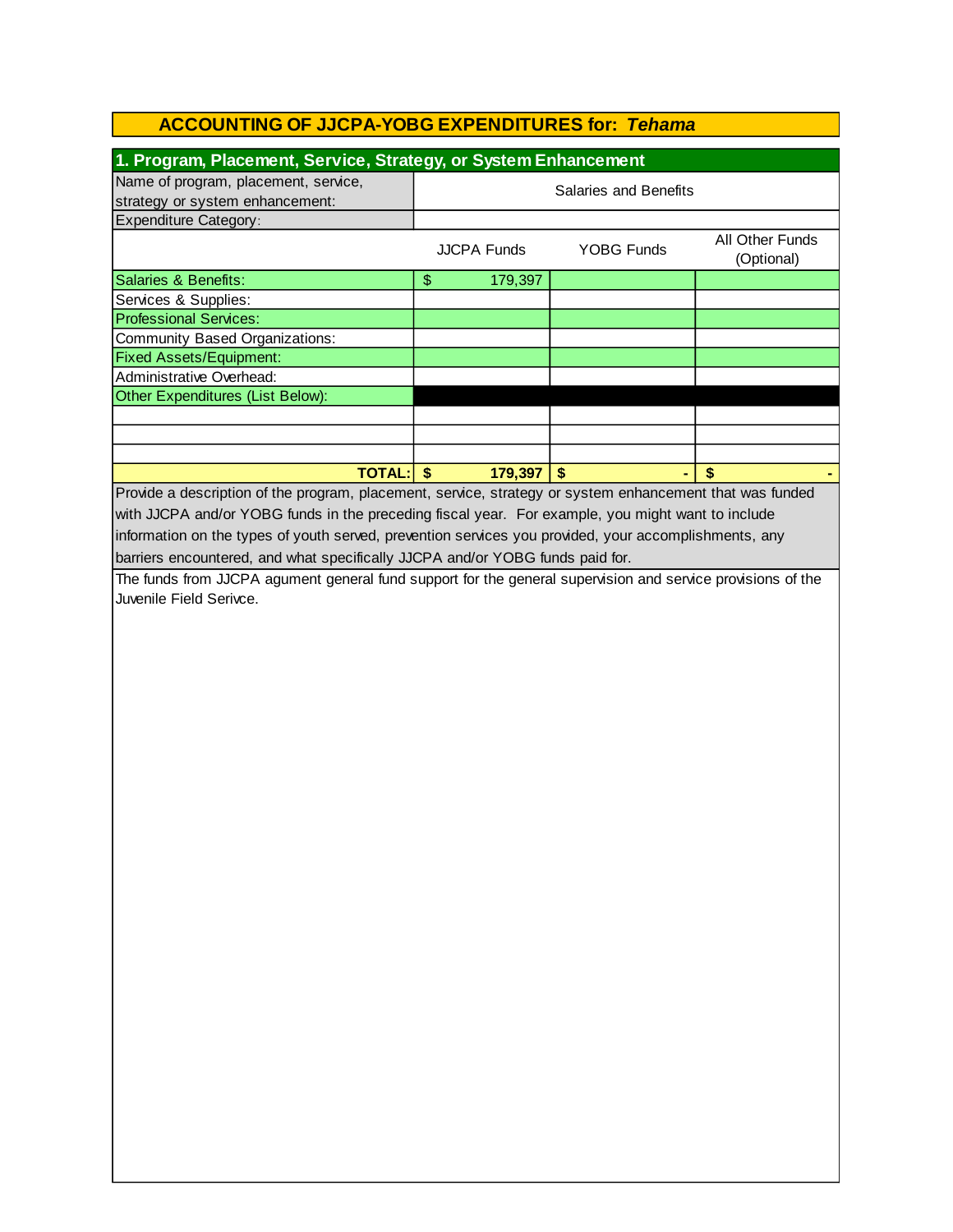## ACCOUNTING OF JJCPA-YOBG EXPENDITURES for: *Tehama*

### 1. Program, Placement, Service, Strategy, or System Enhancement

| Name of program, placement, service, strategy or system enhancement: | Salaries and Benefits | | |
|---|---|---|---|
| Expenditure Category: | | | |
| | JJCPA Funds | YOBG Funds | All Other Funds (Optional) |
| Salaries & Benefits: | $ 179,397 | | |
| Services & Supplies: | | | |
| Professional Services: | | | |
| Community Based Organizations: | | | |
| Fixed Assets/Equipment: | | | |
| Administrative Overhead: | | | |
| Other Expenditures (List Below): | | | |
| | | | |
| | | | |
| | | | |
| **TOTAL:** | **$ 179,397** | **$ -** | **$ -** |

Provide a description of the program, placement, service, strategy or system enhancement that was funded with JJCPA and/or YOBG funds in the preceding fiscal year. For example, you might want to include information on the types of youth served, prevention services you provided, your accomplishments, any barriers encountered, and what specifically JJCPA and/or YOBG funds paid for.

The funds from JJCPA agument general fund support for the general supervision and service provisions of the Juvenile Field Serivce.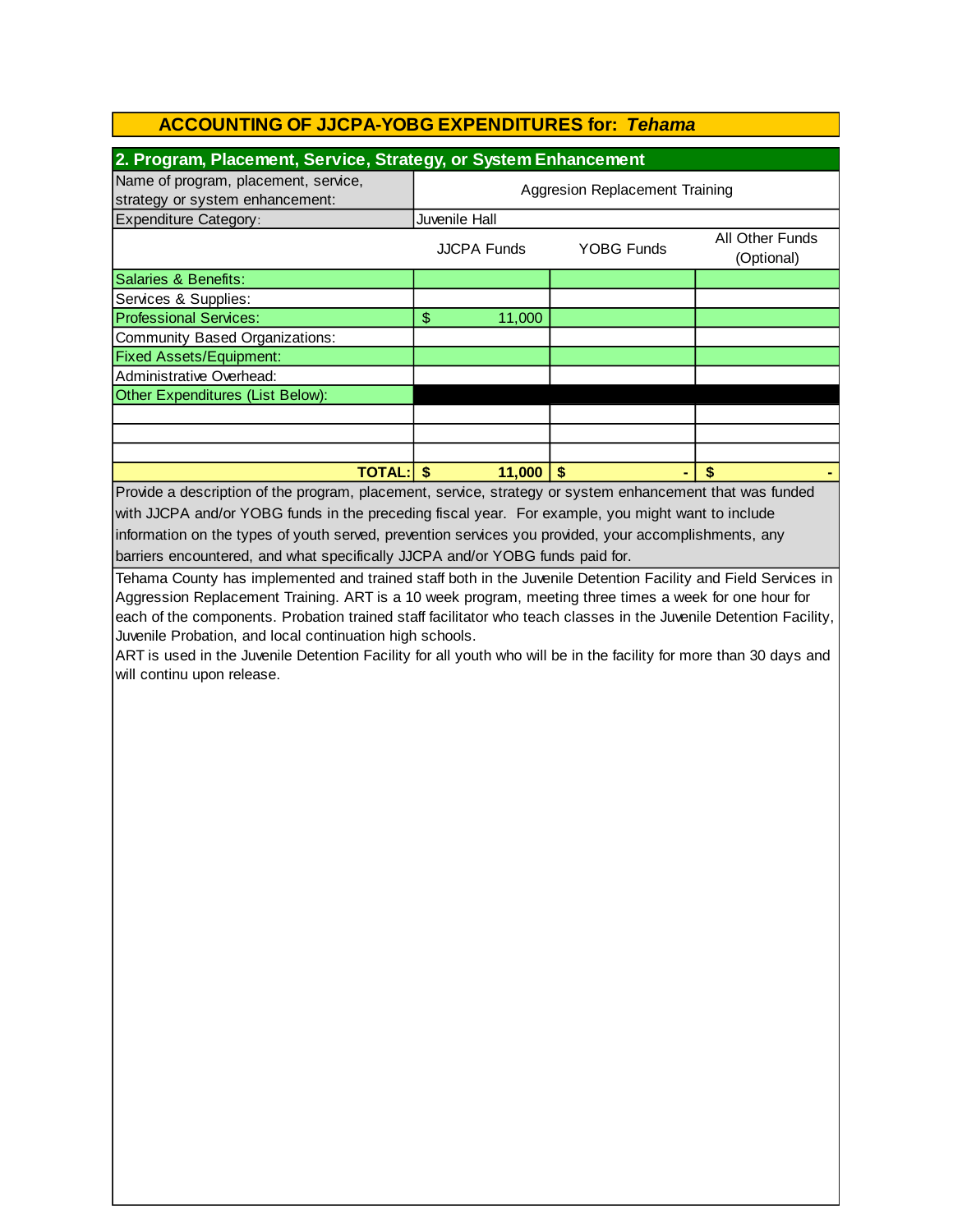## ACCOUNTING OF JJCPA-YOBG EXPENDITURES for: *Tehama*

### 2. Program, Placement, Service, Strategy, or System Enhancement

| Name of program, placement, service, strategy or system enhancement: | Aggresion Replacement Training | | |
|---|---|---|---|
| Expenditure Category: | Juvenile Hall | | |
| | JJCPA Funds | YOBG Funds | All Other Funds (Optional) |
| Salaries & Benefits: | | | |
| Services & Supplies: | | | |
| Professional Services: | $ 11,000 | | |
| Community Based Organizations: | | | |
| Fixed Assets/Equipment: | | | |
| Administrative Overhead: | | | |
| Other Expenditures (List Below): | | | |
| | | | |
| | | | |
| | | | |
| **TOTAL:** | **$ 11,000** | **$ -** | **$ -** |

Provide a description of the program, placement, service, strategy or system enhancement that was funded with JJCPA and/or YOBG funds in the preceding fiscal year. For example, you might want to include information on the types of youth served, prevention services you provided, your accomplishments, any barriers encountered, and what specifically JJCPA and/or YOBG funds paid for.

Tehama County has implemented and trained staff both in the Juvenile Detention Facility and Field Services in Aggression Replacement Training. ART is a 10 week program, meeting three times a week for one hour for each of the components. Probation trained staff facilitator who teach classes in the Juvenile Detention Facility, Juvenile Probation, and local continuation high schools.

ART is used in the Juvenile Detention Facility for all youth who will be in the facility for more than 30 days and will continu upon release.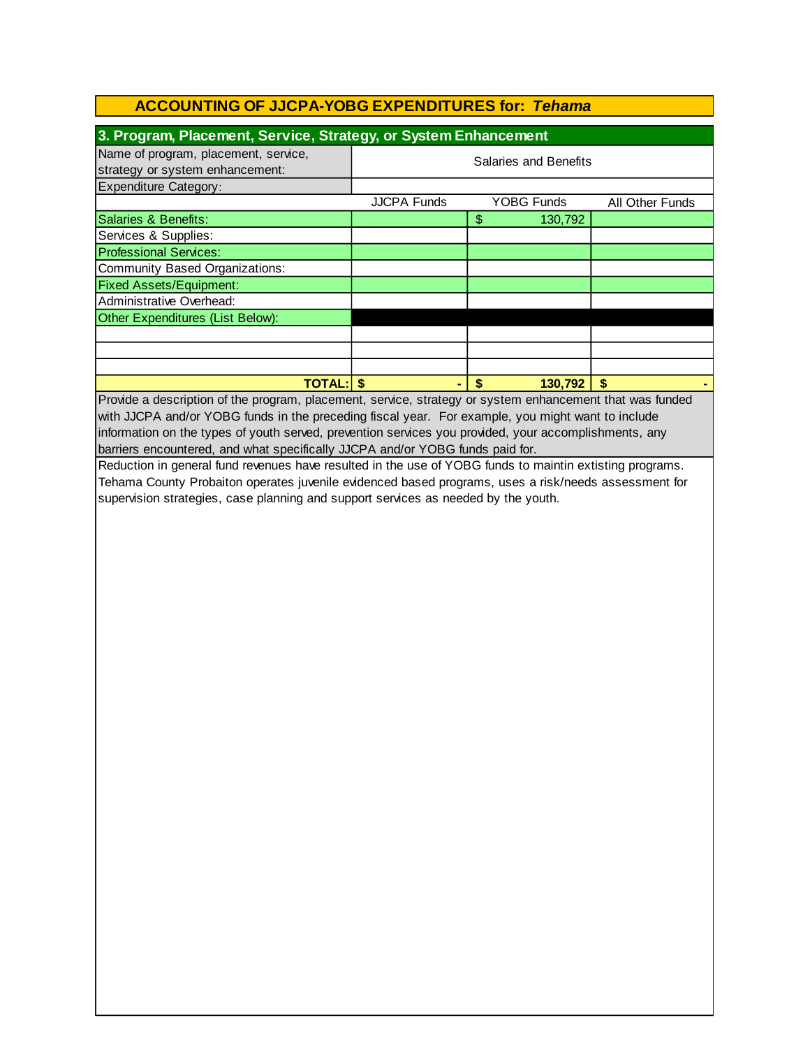## ACCOUNTING OF JJCPA-YOBG EXPENDITURES for: *Tehama*

### 3. Program, Placement, Service, Strategy, or System Enhancement

| Name of program, placement, service, strategy or system enhancement: | Salaries and Benefits | | |
|---|---|---|---|
| Expenditure Category: | | | |
| | JJCPA Funds | YOBG Funds | All Other Funds |
| Salaries & Benefits: | | $ 130,792 | |
| Services & Supplies: | | | |
| Professional Services: | | | |
| Community Based Organizations: | | | |
| Fixed Assets/Equipment: | | | |
| Administrative Overhead: | | | |
| Other Expenditures (List Below): | | | |
| | | | |
| | | | |
| | | | |
| **TOTAL:** | **$ -** | **$ 130,792** | **$ -** |

Provide a description of the program, placement, service, strategy or system enhancement that was funded with JJCPA and/or YOBG funds in the preceding fiscal year. For example, you might want to include information on the types of youth served, prevention services you provided, your accomplishments, any barriers encountered, and what specifically JJCPA and/or YOBG funds paid for.

Reduction in general fund revenues have resulted in the use of YOBG funds to maintin extisting programs. Tehama County Probaiton operates juvenile evidenced based programs, uses a risk/needs assessment for supervision strategies, case planning and support services as needed by the youth.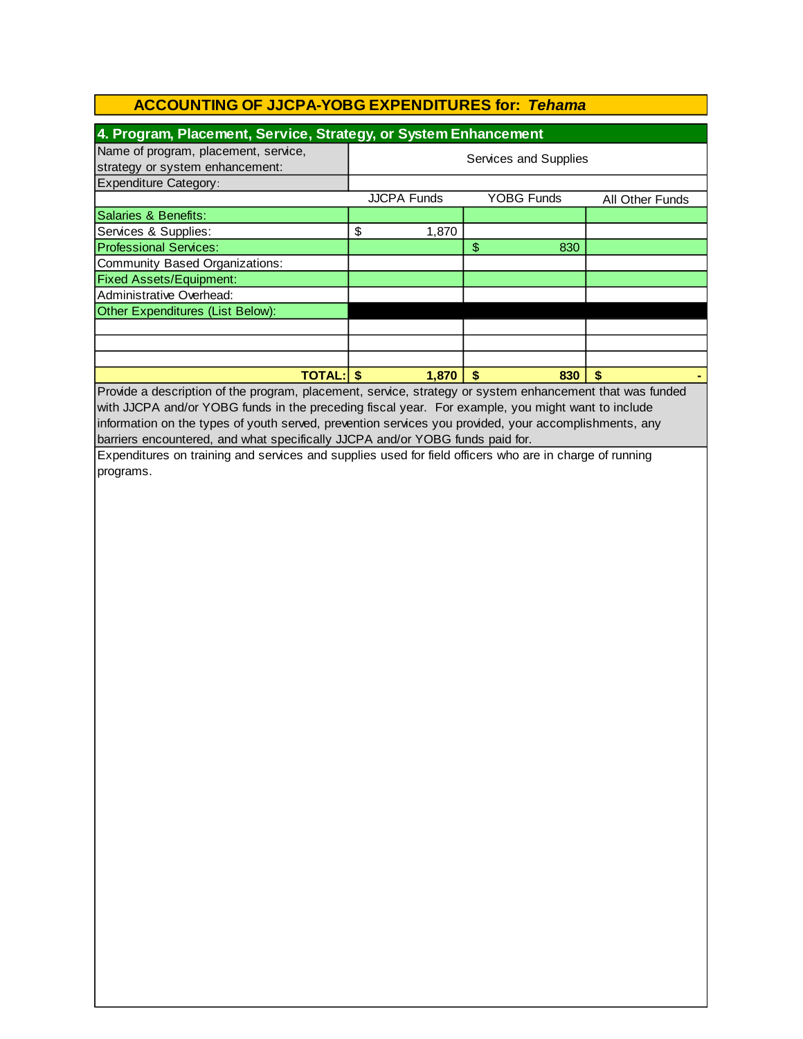## ACCOUNTING OF JJCPA-YOBG EXPENDITURES for: *Tehama*

### 4. Program, Placement, Service, Strategy, or System Enhancement

| Name of program, placement, service, strategy or system enhancement: | Services and Supplies | | |
|---|---|---|---|
| Expenditure Category: | | | |
| | JJCPA Funds | YOBG Funds | All Other Funds |
| Salaries & Benefits: | | | |
| Services & Supplies: | $ 1,870 | | |
| Professional Services: | | $ 830 | |
| Community Based Organizations: | | | |
| Fixed Assets/Equipment: | | | |
| Administrative Overhead: | | | |
| Other Expenditures (List Below): | | | |
| | | | |
| | | | |
| | | | |
| **TOTAL:** | **$ 1,870** | **$ 830** | **$ -** |

Provide a description of the program, placement, service, strategy or system enhancement that was funded with JJCPA and/or YOBG funds in the preceding fiscal year. For example, you might want to include information on the types of youth served, prevention services you provided, your accomplishments, any barriers encountered, and what specifically JJCPA and/or YOBG funds paid for.

Expenditures on training and services and supplies used for field officers who are in charge of running programs.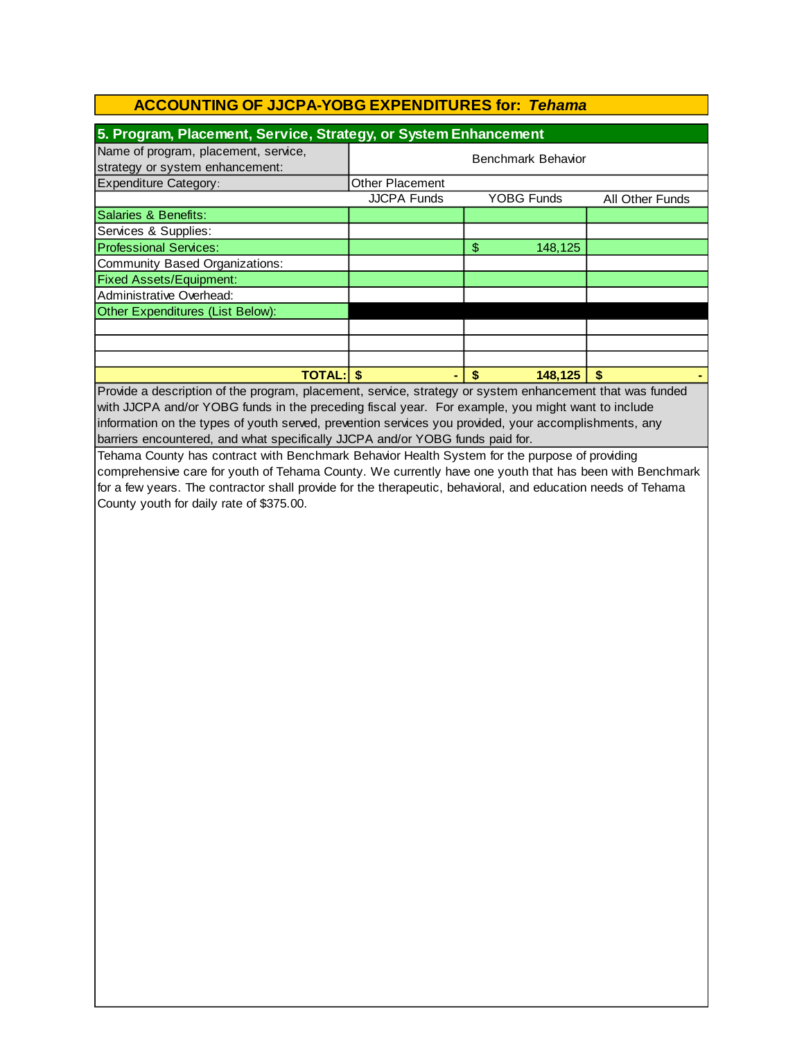## ACCOUNTING OF JJCPA-YOBG EXPENDITURES for: *Tehama*

### 5. Program, Placement, Service, Strategy, or System Enhancement

| Name of program, placement, service, strategy or system enhancement: | Benchmark Behavior | | |
|---|---|---|---|
| Expenditure Category: | Other Placement | | |
| | JJCPA Funds | YOBG Funds | All Other Funds |
| Salaries & Benefits: | | | |
| Services & Supplies: | | | |
| Professional Services: | | $ 148,125 | |
| Community Based Organizations: | | | |
| Fixed Assets/Equipment: | | | |
| Administrative Overhead: | | | |
| Other Expenditures (List Below): | | | |
| | | | |
| | | | |
| | | | |
| **TOTAL:** | **$ -** | **$ 148,125** | **$ -** |

Provide a description of the program, placement, service, strategy or system enhancement that was funded with JJCPA and/or YOBG funds in the preceding fiscal year. For example, you might want to include information on the types of youth served, prevention services you provided, your accomplishments, any barriers encountered, and what specifically JJCPA and/or YOBG funds paid for.

Tehama County has contract with Benchmark Behavior Health System for the purpose of providing comprehensive care for youth of Tehama County. We currently have one youth that has been with Benchmark for a few years. The contractor shall provide for the therapeutic, behavioral, and education needs of Tehama County youth for daily rate of $375.00.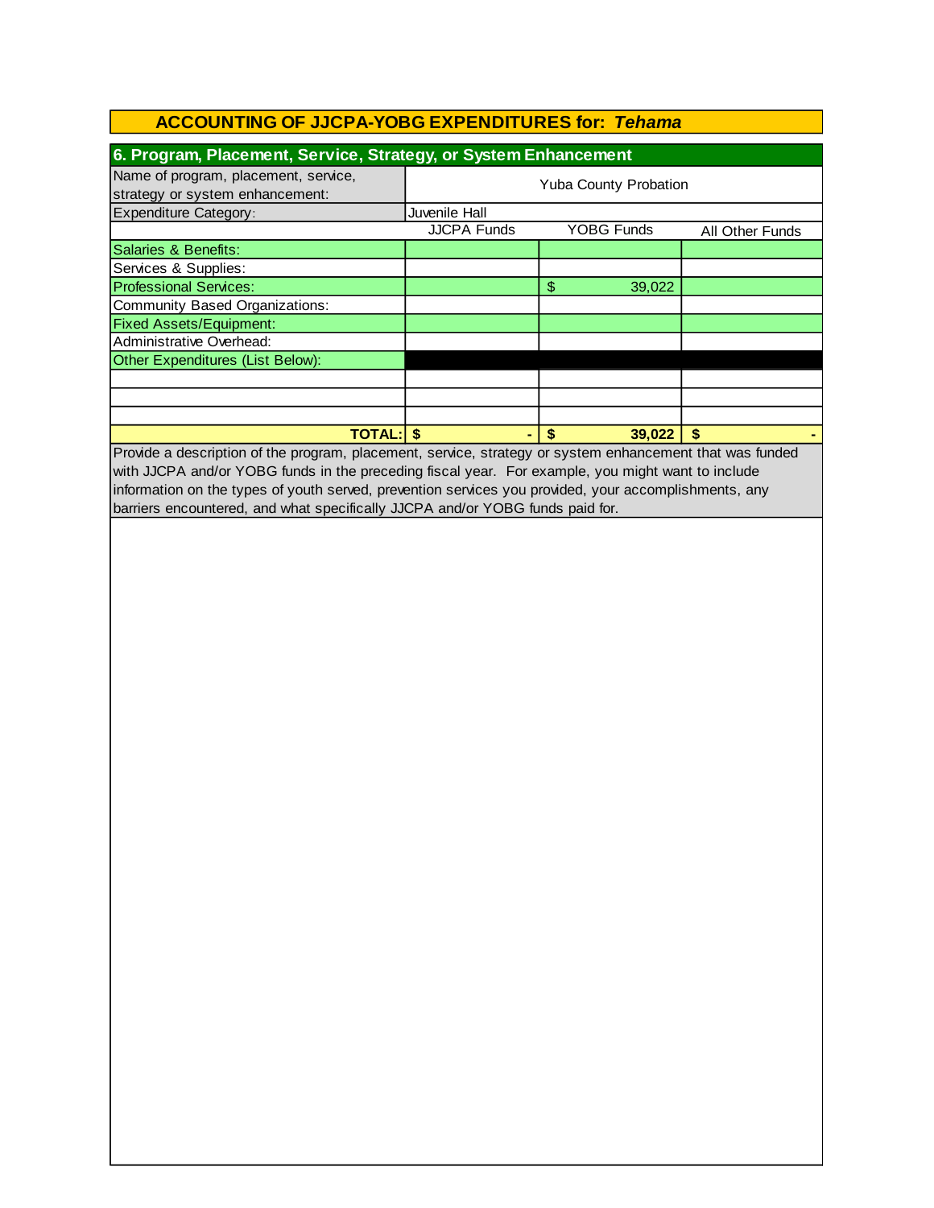## ACCOUNTING OF JJCPA-YOBG EXPENDITURES for: *Tehama*

### 6. Program, Placement, Service, Strategy, or System Enhancement

| Name of program, placement, service, strategy or system enhancement: | Yuba County Probation | | |
|---|---|---|---|
| Expenditure Category: | Juvenile Hall | | |
| | JJCPA Funds | YOBG Funds | All Other Funds |
| Salaries & Benefits: | | | |
| Services & Supplies: | | | |
| Professional Services: | | $ 39,022 | |
| Community Based Organizations: | | | |
| Fixed Assets/Equipment: | | | |
| Administrative Overhead: | | | |
| Other Expenditures (List Below): | | | |
| | | | |
| | | | |
| | | | |
| **TOTAL:** | **$ -** | **$ 39,022** | **$ -** |

Provide a description of the program, placement, service, strategy or system enhancement that was funded with JJCPA and/or YOBG funds in the preceding fiscal year. For example, you might want to include information on the types of youth served, prevention services you provided, your accomplishments, any barriers encountered, and what specifically JJCPA and/or YOBG funds paid for.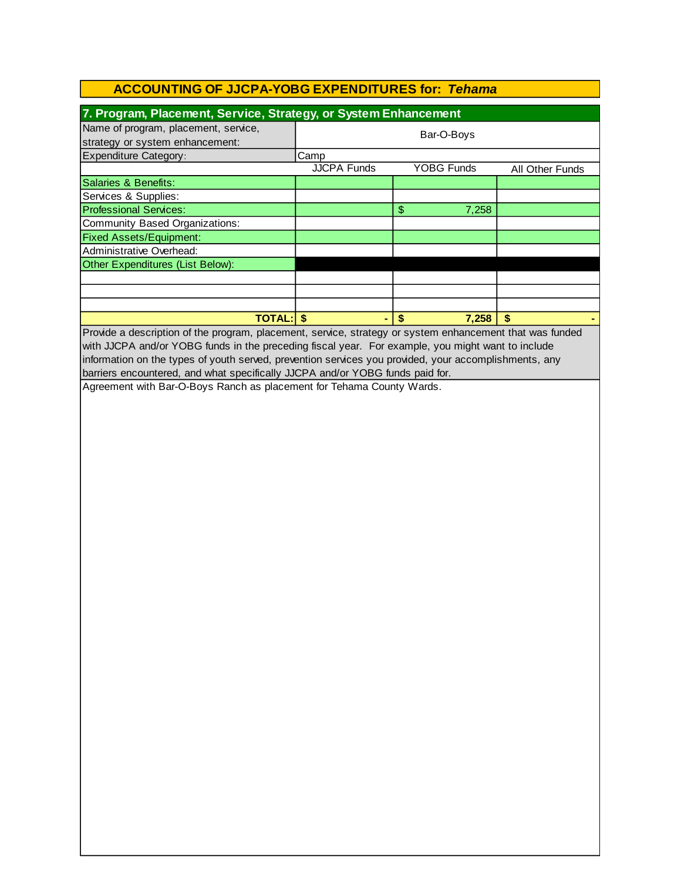## ACCOUNTING OF JJCPA-YOBG EXPENDITURES for: *Tehama*

### 7. Program, Placement, Service, Strategy, or System Enhancement

| Name of program, placement, service, strategy or system enhancement: | Bar-O-Boys | | |
|---|---|---|---|
| Expenditure Category: | Camp | | |
| | JJCPA Funds | YOBG Funds | All Other Funds |
| Salaries & Benefits: | | | |
| Services & Supplies: | | | |
| Professional Services: | | $ 7,258 | |
| Community Based Organizations: | | | |
| Fixed Assets/Equipment: | | | |
| Administrative Overhead: | | | |
| Other Expenditures (List Below): | | | |
| | | | |
| | | | |
| | | | |
| **TOTAL:** | **$ -** | **$ 7,258** | **$ -** |

Provide a description of the program, placement, service, strategy or system enhancement that was funded with JJCPA and/or YOBG funds in the preceding fiscal year. For example, you might want to include information on the types of youth served, prevention services you provided, your accomplishments, any barriers encountered, and what specifically JJCPA and/or YOBG funds paid for.

Agreement with Bar-O-Boys Ranch as placement for Tehama County Wards.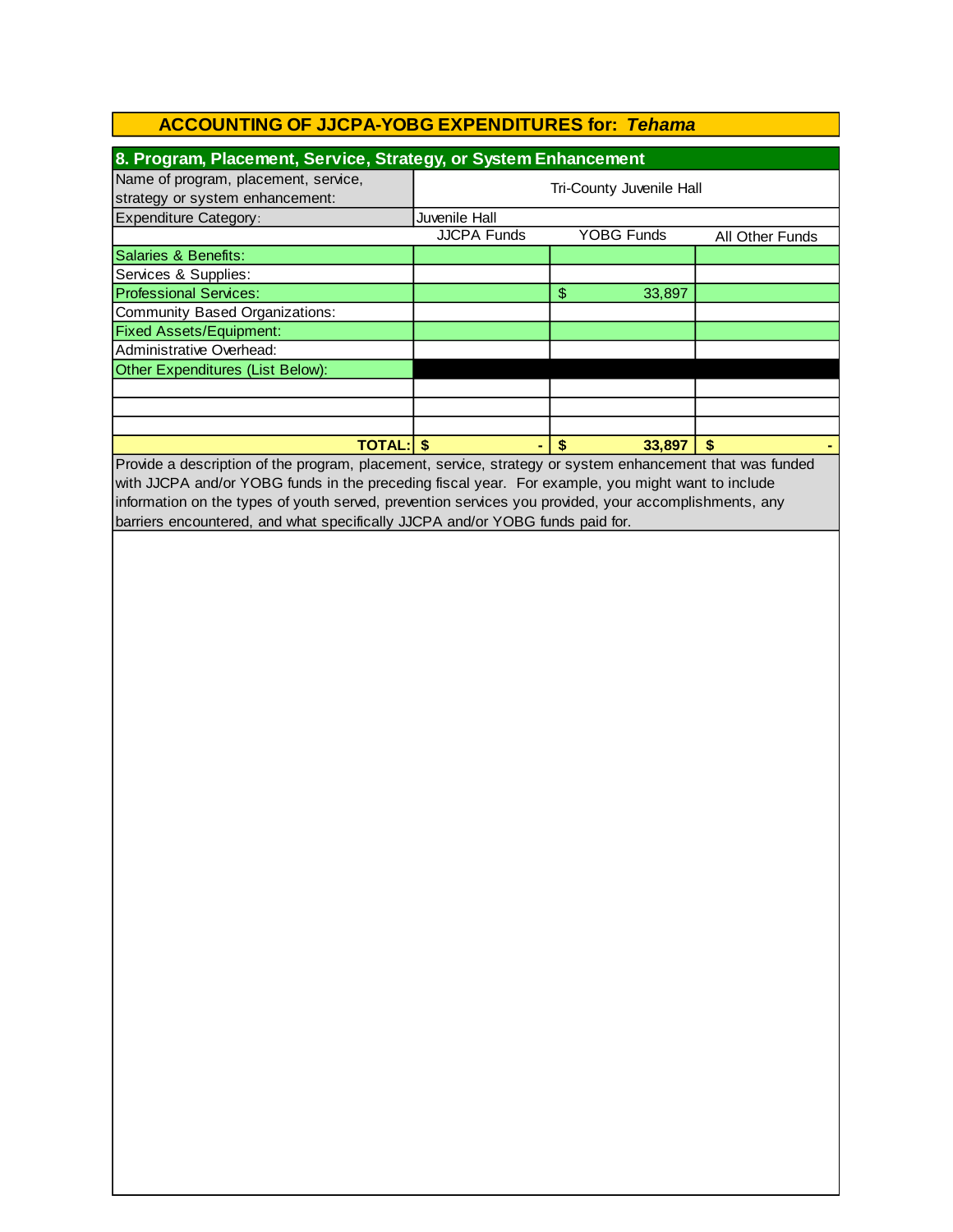## ACCOUNTING OF JJCPA-YOBG EXPENDITURES for: *Tehama*

### 8. Program, Placement, Service, Strategy, or System Enhancement

| Name of program, placement, service, strategy or system enhancement: | Tri-County Juvenile Hall | | |
|---|---|---|---|
| Expenditure Category: | Juvenile Hall | | |
| | JJCPA Funds | YOBG Funds | All Other Funds |
| Salaries & Benefits: | | | |
| Services & Supplies: | | | |
| Professional Services: | | $ 33,897 | |
| Community Based Organizations: | | | |
| Fixed Assets/Equipment: | | | |
| Administrative Overhead: | | | |
| Other Expenditures (List Below): | | | |
| | | | |
| | | | |
| | | | |
| **TOTAL:** | **$ -** | **$ 33,897** | **$ -** |

Provide a description of the program, placement, service, strategy or system enhancement that was funded with JJCPA and/or YOBG funds in the preceding fiscal year. For example, you might want to include information on the types of youth served, prevention services you provided, your accomplishments, any barriers encountered, and what specifically JJCPA and/or YOBG funds paid for.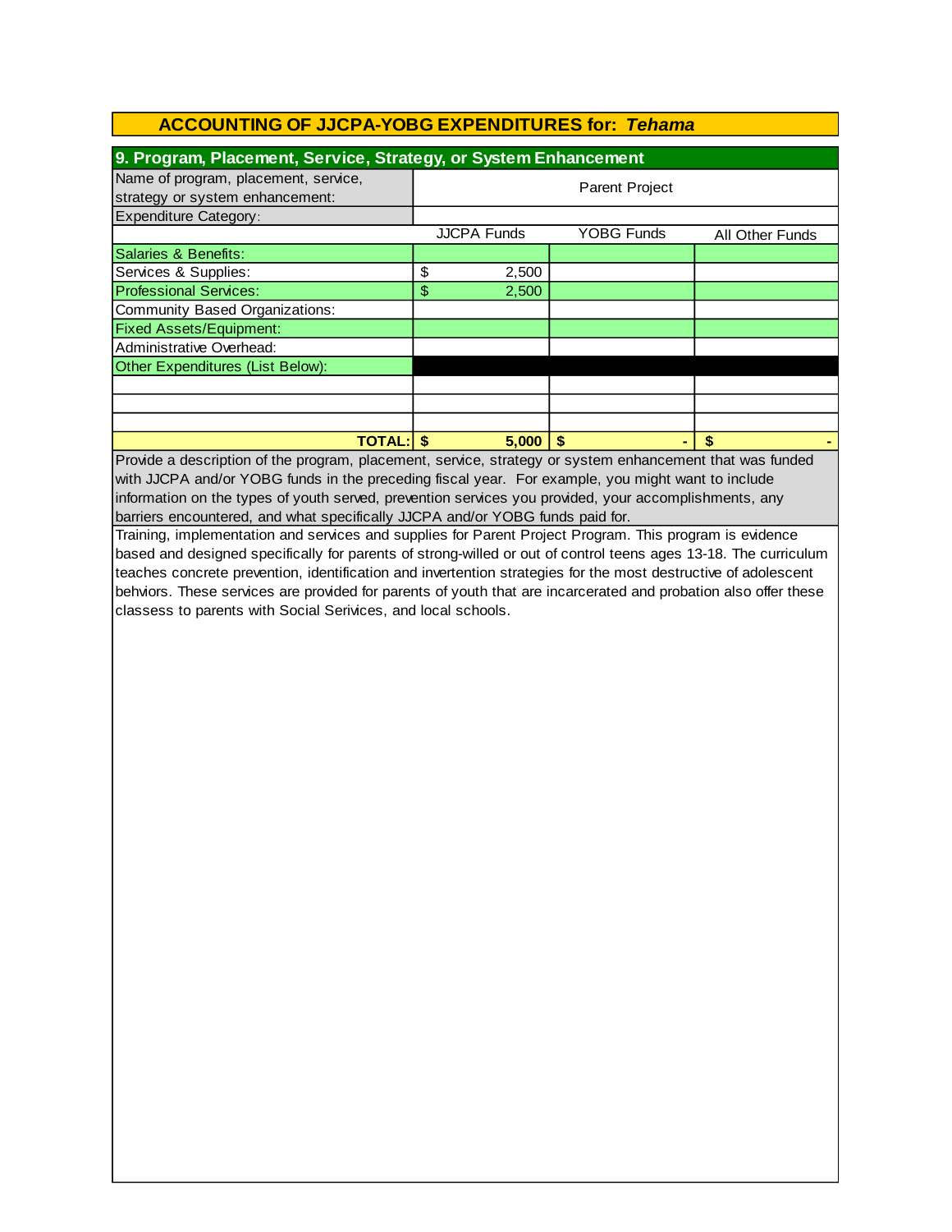## ACCOUNTING OF JJCPA-YOBG EXPENDITURES for: *Tehama*

### 9. Program, Placement, Service, Strategy, or System Enhancement

| Name of program, placement, service, strategy or system enhancement: | Parent Project | | |
|---|---|---|---|
| Expenditure Category: | | | |
| | JJCPA Funds | YOBG Funds | All Other Funds |
| Salaries & Benefits: | | | |
| Services & Supplies: | $ 2,500 | | |
| Professional Services: | $ 2,500 | | |
| Community Based Organizations: | | | |
| Fixed Assets/Equipment: | | | |
| Administrative Overhead: | | | |
| Other Expenditures (List Below): | | | |
| | | | |
| | | | |
| | | | |
| **TOTAL:** | **$ 5,000** | **$ -** | **$ -** |

Provide a description of the program, placement, service, strategy or system enhancement that was funded with JJCPA and/or YOBG funds in the preceding fiscal year. For example, you might want to include information on the types of youth served, prevention services you provided, your accomplishments, any barriers encountered, and what specifically JJCPA and/or YOBG funds paid for.

Training, implementation and services and supplies for Parent Project Program. This program is evidence based and designed specifically for parents of strong-willed or out of control teens ages 13-18. The curriculum teaches concrete prevention, identification and invertention strategies for the most destructive of adolescent behiors. These services are provided for parents of youth that are incarcerated and probation also offer these classess to parents with Social Serivces, and local schools.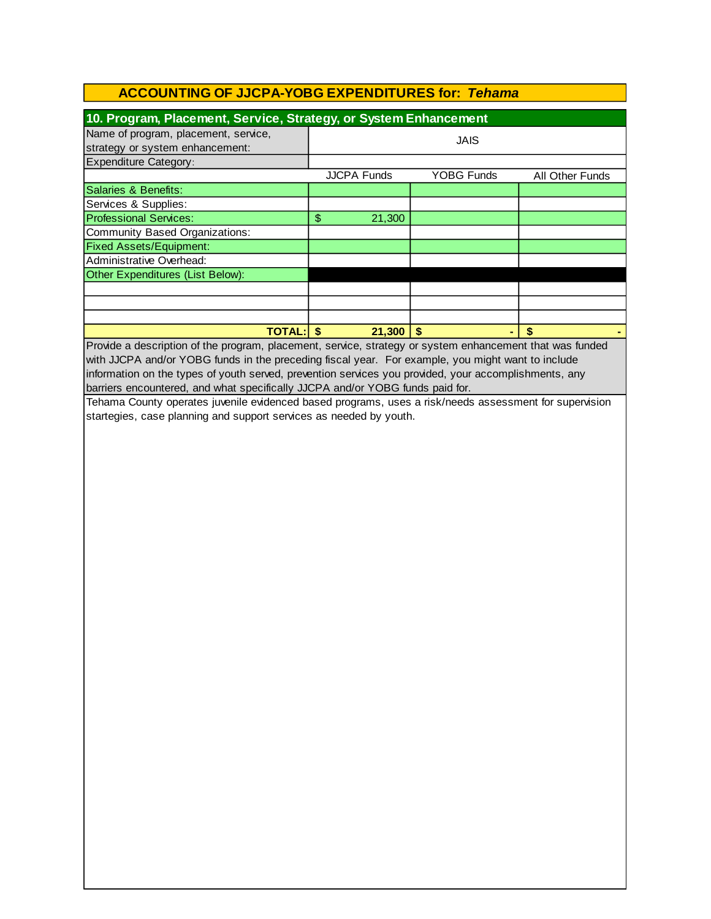## ACCOUNTING OF JJCPA-YOBG EXPENDITURES for: *Tehama*

### 10. Program, Placement, Service, Strategy, or System Enhancement

| | | | |
|---|---|---|---|
| Name of program, placement, service, strategy or system enhancement: | JAIS | | |
| Expenditure Category: | | | |
| | JJCPA Funds | YOBG Funds | All Other Funds |
| Salaries & Benefits: | | | |
| Services & Supplies: | | | |
| Professional Services: | $ 21,300 | | |
| Community Based Organizations: | | | |
| Fixed Assets/Equipment: | | | |
| Administrative Overhead: | | | |
| Other Expenditures (List Below): | | | |
| | | | |
| | | | |
| | | | |
| **TOTAL:** | **$ 21,300** | **$ -** | **$ -** |

Provide a description of the program, placement, service, strategy or system enhancement that was funded with JJCPA and/or YOBG funds in the preceding fiscal year. For example, you might want to include information on the types of youth served, prevention services you provided, your accomplishments, any barriers encountered, and what specifically JJCPA and/or YOBG funds paid for.

Tehama County operates juvenile evidenced based programs, uses a risk/needs assessment for supervision startegies, case planning and support services as needed by youth.